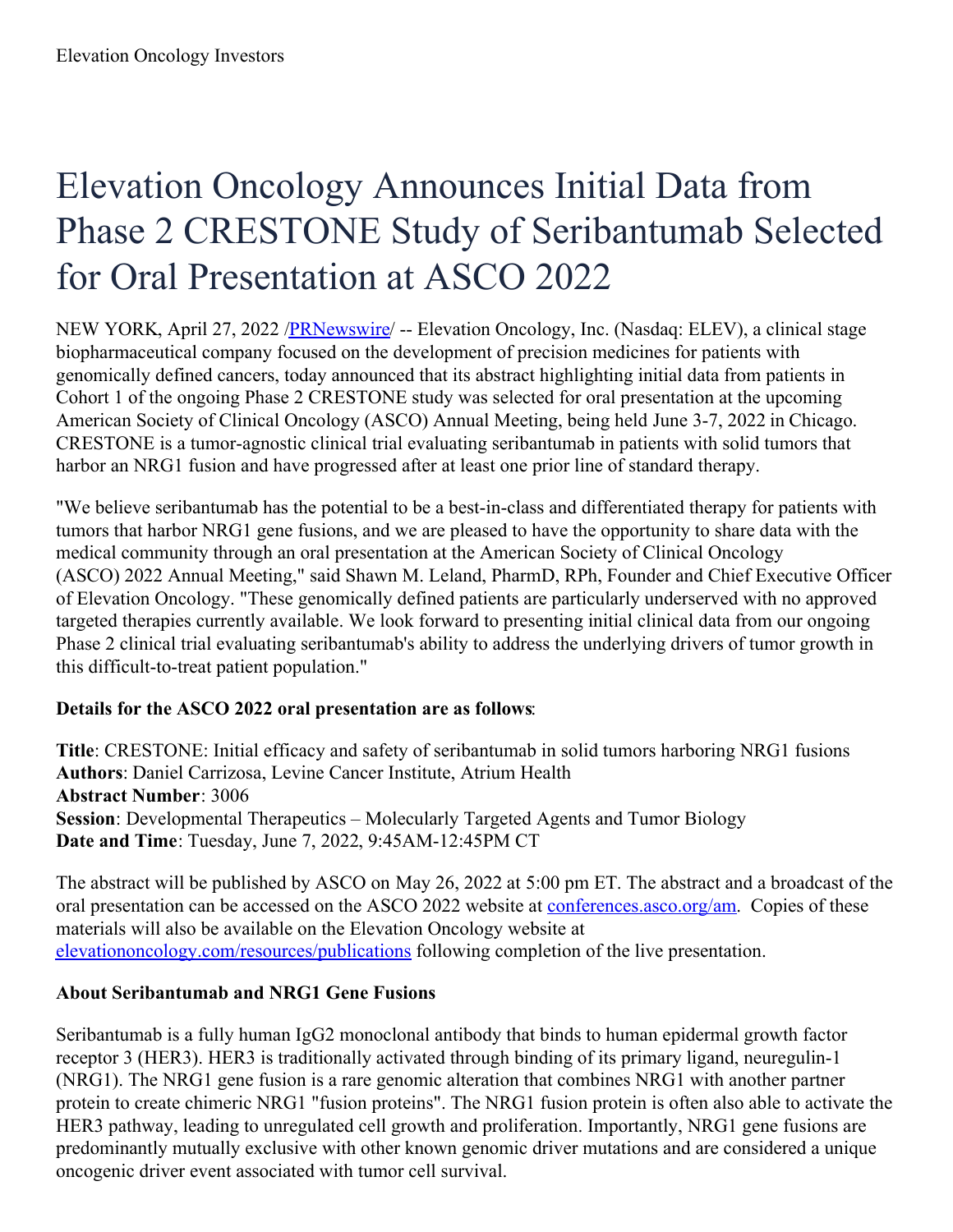Elevation Oncology Investors

# Elevation Oncology Announces Initial Data from Phase 2 CRESTONE Study of Seribantumab Selected for Oral Presentation at ASCO 2022

NEW YORK, April 27, 2022 /PRNewswire/ -- Elevation Oncology, Inc. (Nasdaq: ELEV), a clinical stage biopharmaceutical company focused on the development of precision medicines for patients with genomically defined cancers, today announced that its abstract highlighting initial data from patients in Cohort 1 of the ongoing Phase 2 CRESTONE study was selected for oral presentation at the upcoming American Society of Clinical Oncology (ASCO) Annual Meeting, being held June 3-7, 2022 in Chicago. CRESTONE is a tumor-agnostic clinical trial evaluating seribantumab in patients with solid tumors that harbor an NRG1 fusion and have progressed after at least one prior line of standard therapy.

"We believe seribantumab has the potential to be a best-in-class and differentiated therapy for patients with tumors that harbor NRG1 gene fusions, and we are pleased to have the opportunity to share data with the medical community through an oral presentation at the American Society of Clinical Oncology (ASCO) 2022 Annual Meeting," said Shawn M. Leland, PharmD, RPh, Founder and Chief Executive Officer of Elevation Oncology. "These genomically defined patients are particularly underserved with no approved targeted therapies currently available. We look forward to presenting initial clinical data from our ongoing Phase 2 clinical trial evaluating seribantumab's ability to address the underlying drivers of tumor growth in this difficult-to-treat patient population."

**Details for the ASCO 2022 oral presentation are as follows**:

**Title**: CRESTONE: Initial efficacy and safety of seribantumab in solid tumors harboring NRG1 fusions
**Authors**: Daniel Carrizosa, Levine Cancer Institute, Atrium Health
**Abstract Number**: 3006
**Session**: Developmental Therapeutics – Molecularly Targeted Agents and Tumor Biology
**Date and Time**: Tuesday, June 7, 2022, 9:45AM-12:45PM CT

The abstract will be published by ASCO on May 26, 2022 at 5:00 pm ET. The abstract and a broadcast of the oral presentation can be accessed on the ASCO 2022 website at conferences.asco.org/am. Copies of these materials will also be available on the Elevation Oncology website at elevationoncology.com/resources/publications following completion of the live presentation.

**About Seribantumab and NRG1 Gene Fusions**

Seribantumab is a fully human IgG2 monoclonal antibody that binds to human epidermal growth factor receptor 3 (HER3). HER3 is traditionally activated through binding of its primary ligand, neuregulin-1 (NRG1). The NRG1 gene fusion is a rare genomic alteration that combines NRG1 with another partner protein to create chimeric NRG1 "fusion proteins". The NRG1 fusion protein is often also able to activate the HER3 pathway, leading to unregulated cell growth and proliferation. Importantly, NRG1 gene fusions are predominantly mutually exclusive with other known genomic driver mutations and are considered a unique oncogenic driver event associated with tumor cell survival.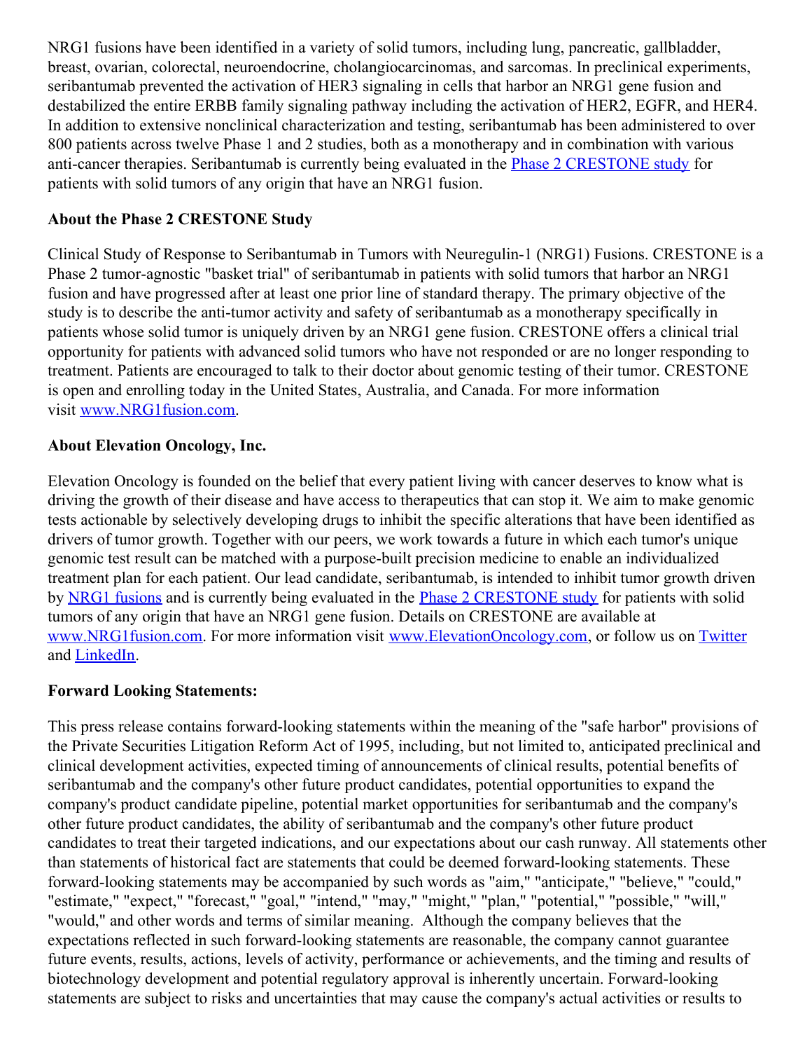NRG1 fusions have been identified in a variety of solid tumors, including lung, pancreatic, gallbladder, breast, ovarian, colorectal, neuroendocrine, cholangiocarcinomas, and sarcomas. In preclinical experiments, seribantumab prevented the activation of HER3 signaling in cells that harbor an NRG1 gene fusion and destabilized the entire ERBB family signaling pathway including the activation of HER2, EGFR, and HER4. In addition to extensive nonclinical characterization and testing, seribantumab has been administered to over 800 patients across twelve Phase 1 and 2 studies, both as a monotherapy and in combination with various anti-cancer therapies. Seribantumab is currently being evaluated in the [Phase 2 CRESTONE study](#) for patients with solid tumors of any origin that have an NRG1 fusion.

**About the Phase 2 CRESTONE Study**

Clinical Study of Response to Seribantumab in Tumors with Neuregulin-1 (NRG1) Fusions. CRESTONE is a Phase 2 tumor-agnostic "basket trial" of seribantumab in patients with solid tumors that harbor an NRG1 fusion and have progressed after at least one prior line of standard therapy. The primary objective of the study is to describe the anti-tumor activity and safety of seribantumab as a monotherapy specifically in patients whose solid tumor is uniquely driven by an NRG1 gene fusion. CRESTONE offers a clinical trial opportunity for patients with advanced solid tumors who have not responded or are no longer responding to treatment. Patients are encouraged to talk to their doctor about genomic testing of their tumor. CRESTONE is open and enrolling today in the United States, Australia, and Canada. For more information visit [www.NRG1fusion.com](#).

**About Elevation Oncology, Inc.**

Elevation Oncology is founded on the belief that every patient living with cancer deserves to know what is driving the growth of their disease and have access to therapeutics that can stop it. We aim to make genomic tests actionable by selectively developing drugs to inhibit the specific alterations that have been identified as drivers of tumor growth. Together with our peers, we work towards a future in which each tumor's unique genomic test result can be matched with a purpose-built precision medicine to enable an individualized treatment plan for each patient. Our lead candidate, seribantumab, is intended to inhibit tumor growth driven by [NRG1 fusions](#) and is currently being evaluated in the [Phase 2 CRESTONE study](#) for patients with solid tumors of any origin that have an NRG1 gene fusion. Details on CRESTONE are available at [www.NRG1fusion.com](#). For more information visit [www.ElevationOncology.com](#), or follow us on [Twitter](#) and [LinkedIn](#).

**Forward Looking Statements:**

This press release contains forward-looking statements within the meaning of the "safe harbor" provisions of the Private Securities Litigation Reform Act of 1995, including, but not limited to, anticipated preclinical and clinical development activities, expected timing of announcements of clinical results, potential benefits of seribantumab and the company's other future product candidates, potential opportunities to expand the company's product candidate pipeline, potential market opportunities for seribantumab and the company's other future product candidates, the ability of seribantumab and the company's other future product candidates to treat their targeted indications, and our expectations about our cash runway. All statements other than statements of historical fact are statements that could be deemed forward-looking statements. These forward-looking statements may be accompanied by such words as "aim," "anticipate," "believe," "could," "estimate," "expect," "forecast," "goal," "intend," "may," "might," "plan," "potential," "possible," "will," "would," and other words and terms of similar meaning. Although the company believes that the expectations reflected in such forward-looking statements are reasonable, the company cannot guarantee future events, results, actions, levels of activity, performance or achievements, and the timing and results of biotechnology development and potential regulatory approval is inherently uncertain. Forward-looking statements are subject to risks and uncertainties that may cause the company's actual activities or results to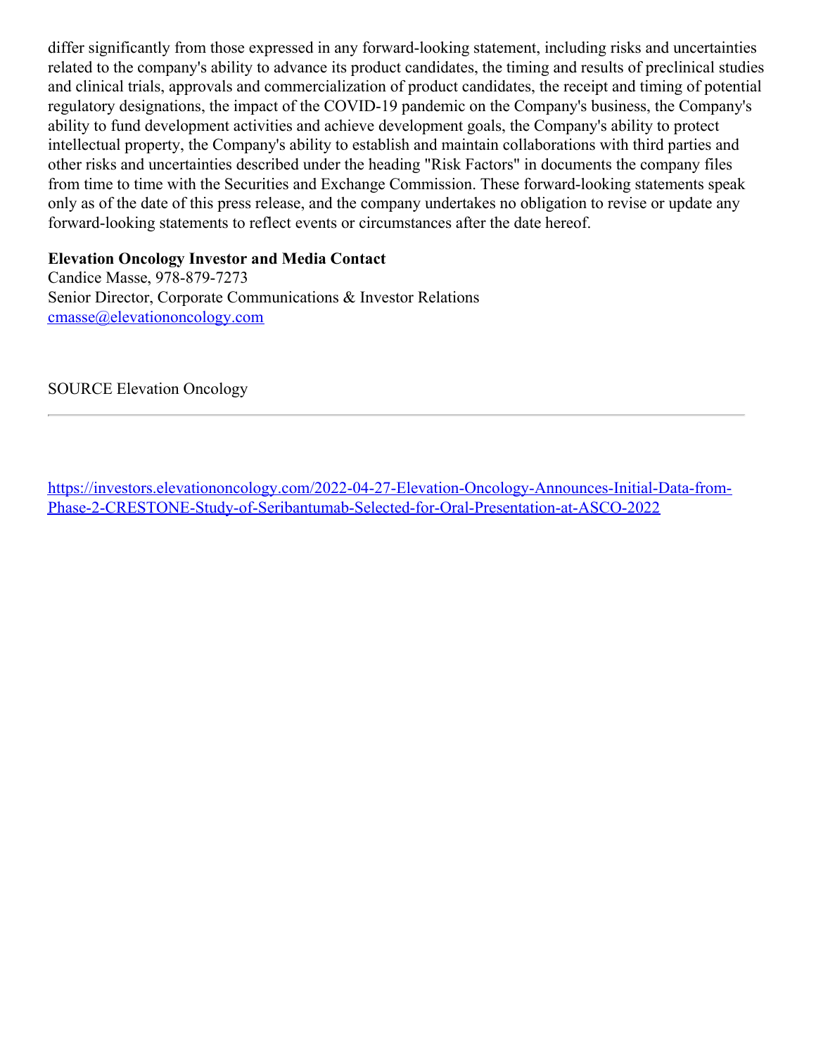differ significantly from those expressed in any forward-looking statement, including risks and uncertainties related to the company's ability to advance its product candidates, the timing and results of preclinical studies and clinical trials, approvals and commercialization of product candidates, the receipt and timing of potential regulatory designations, the impact of the COVID-19 pandemic on the Company's business, the Company's ability to fund development activities and achieve development goals, the Company's ability to protect intellectual property, the Company's ability to establish and maintain collaborations with third parties and other risks and uncertainties described under the heading "Risk Factors" in documents the company files from time to time with the Securities and Exchange Commission. These forward-looking statements speak only as of the date of this press release, and the company undertakes no obligation to revise or update any forward-looking statements to reflect events or circumstances after the date hereof.

**Elevation Oncology Investor and Media Contact**
Candice Masse, 978-879-7273
Senior Director, Corporate Communications & Investor Relations
cmasse@elevationoncology.com

SOURCE Elevation Oncology

---

https://investors.elevationoncology.com/2022-04-27-Elevation-Oncology-Announces-Initial-Data-from-Phase-2-CRESTONE-Study-of-Seribantumab-Selected-for-Oral-Presentation-at-ASCO-2022